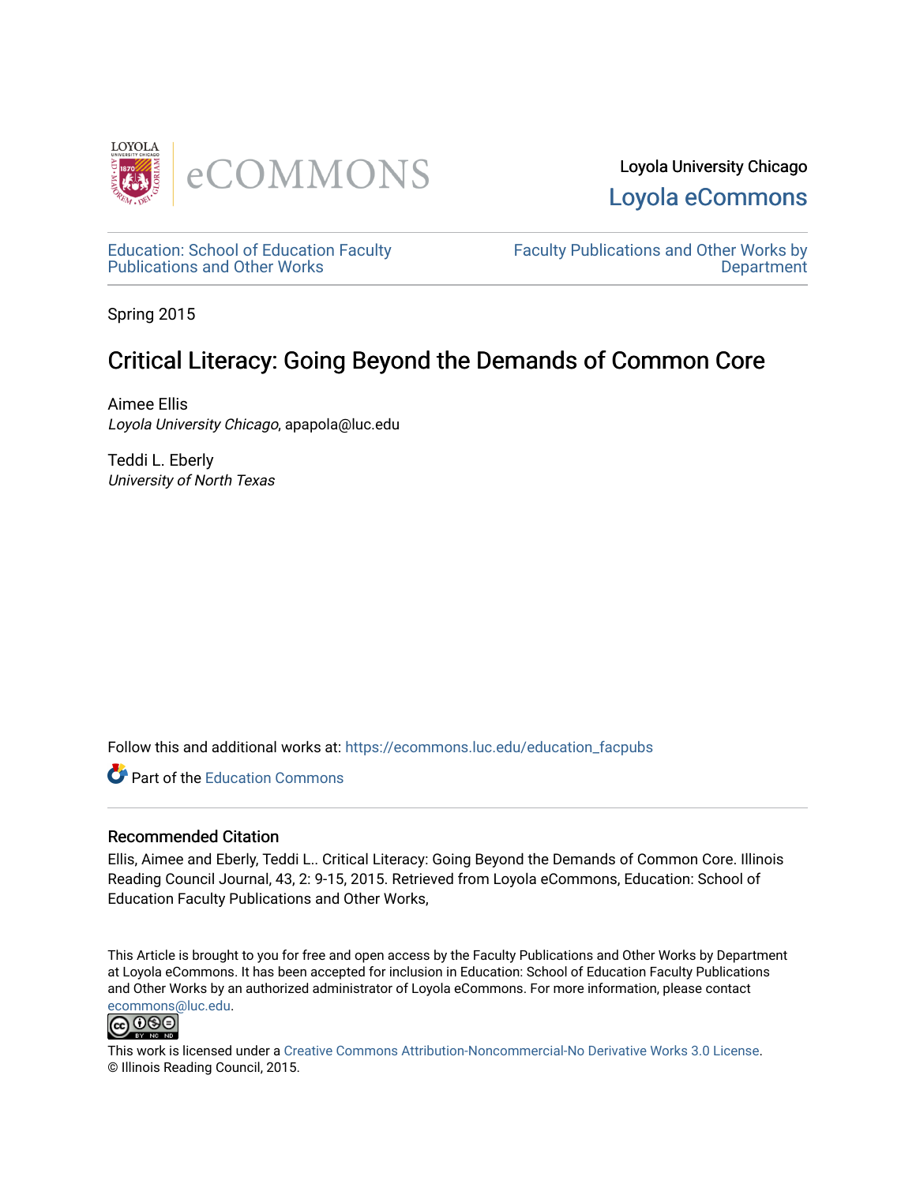Loyola University Chicago
Loyola eCommons

Education: School of Education Faculty Publications and Other Works

Faculty Publications and Other Works by Department

Spring 2015

# Critical Literacy: Going Beyond the Demands of Common Core

Aimee Ellis
*Loyola University Chicago*, apapola@luc.edu

Teddi L. Eberly
*University of North Texas*

Follow this and additional works at: https://ecommons.luc.edu/education_facpubs

Part of the Education Commons

## Recommended Citation

Ellis, Aimee and Eberly, Teddi L.. Critical Literacy: Going Beyond the Demands of Common Core. Illinois Reading Council Journal, 43, 2: 9-15, 2015. Retrieved from Loyola eCommons, Education: School of Education Faculty Publications and Other Works,

This Article is brought to you for free and open access by the Faculty Publications and Other Works by Department at Loyola eCommons. It has been accepted for inclusion in Education: School of Education Faculty Publications and Other Works by an authorized administrator of Loyola eCommons. For more information, please contact ecommons@luc.edu.

This work is licensed under a Creative Commons Attribution-Noncommercial-No Derivative Works 3.0 License.
© Illinois Reading Council, 2015.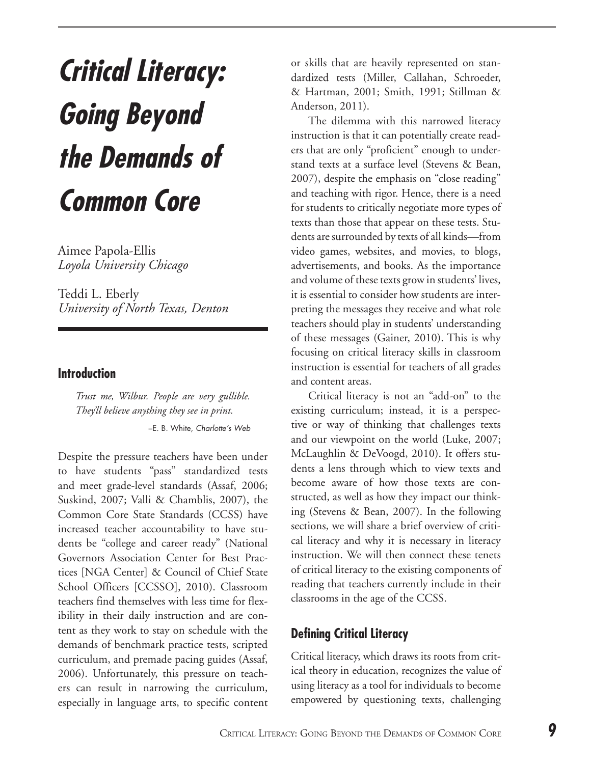# Critical Literacy: Going Beyond the Demands of Common Core

Aimee Papola-Ellis
*Loyola University Chicago*

Teddi L. Eberly
*University of North Texas, Denton*

## Introduction

> *Trust me, Wilbur. People are very gullible. They'll believe anything they see in print.*
>
> –E. B. White, *Charlotte's Web*

Despite the pressure teachers have been under to have students "pass" standardized tests and meet grade-level standards (Assaf, 2006; Suskind, 2007; Valli & Chamblis, 2007), the Common Core State Standards (CCSS) have increased teacher accountability to have students be "college and career ready" (National Governors Association Center for Best Practices [NGA Center] & Council of Chief State School Officers [CCSSO], 2010). Classroom teachers find themselves with less time for flexibility in their daily instruction and are content as they work to stay on schedule with the demands of benchmark practice tests, scripted curriculum, and premade pacing guides (Assaf, 2006). Unfortunately, this pressure on teachers can result in narrowing the curriculum, especially in language arts, to specific content or skills that are heavily represented on standardized tests (Miller, Callahan, Schroeder, & Hartman, 2001; Smith, 1991; Stillman & Anderson, 2011).

The dilemma with this narrowed literacy instruction is that it can potentially create readers that are only "proficient" enough to understand texts at a surface level (Stevens & Bean, 2007), despite the emphasis on "close reading" and teaching with rigor. Hence, there is a need for students to critically negotiate more types of texts than those that appear on these tests. Students are surrounded by texts of all kinds—from video games, websites, and movies, to blogs, advertisements, and books. As the importance and volume of these texts grow in students' lives, it is essential to consider how students are interpreting the messages they receive and what role teachers should play in students' understanding of these messages (Gainer, 2010). This is why focusing on critical literacy skills in classroom instruction is essential for teachers of all grades and content areas.

Critical literacy is not an "add-on" to the existing curriculum; instead, it is a perspective or way of thinking that challenges texts and our viewpoint on the world (Luke, 2007; McLaughlin & DeVoogd, 2010). It offers students a lens through which to view texts and become aware of how those texts are constructed, as well as how they impact our thinking (Stevens & Bean, 2007). In the following sections, we will share a brief overview of critical literacy and why it is necessary in literacy instruction. We will then connect these tenets of critical literacy to the existing components of reading that teachers currently include in their classrooms in the age of the CCSS.

## Defining Critical Literacy

Critical literacy, which draws its roots from critical theory in education, recognizes the value of using literacy as a tool for individuals to become empowered by questioning texts, challenging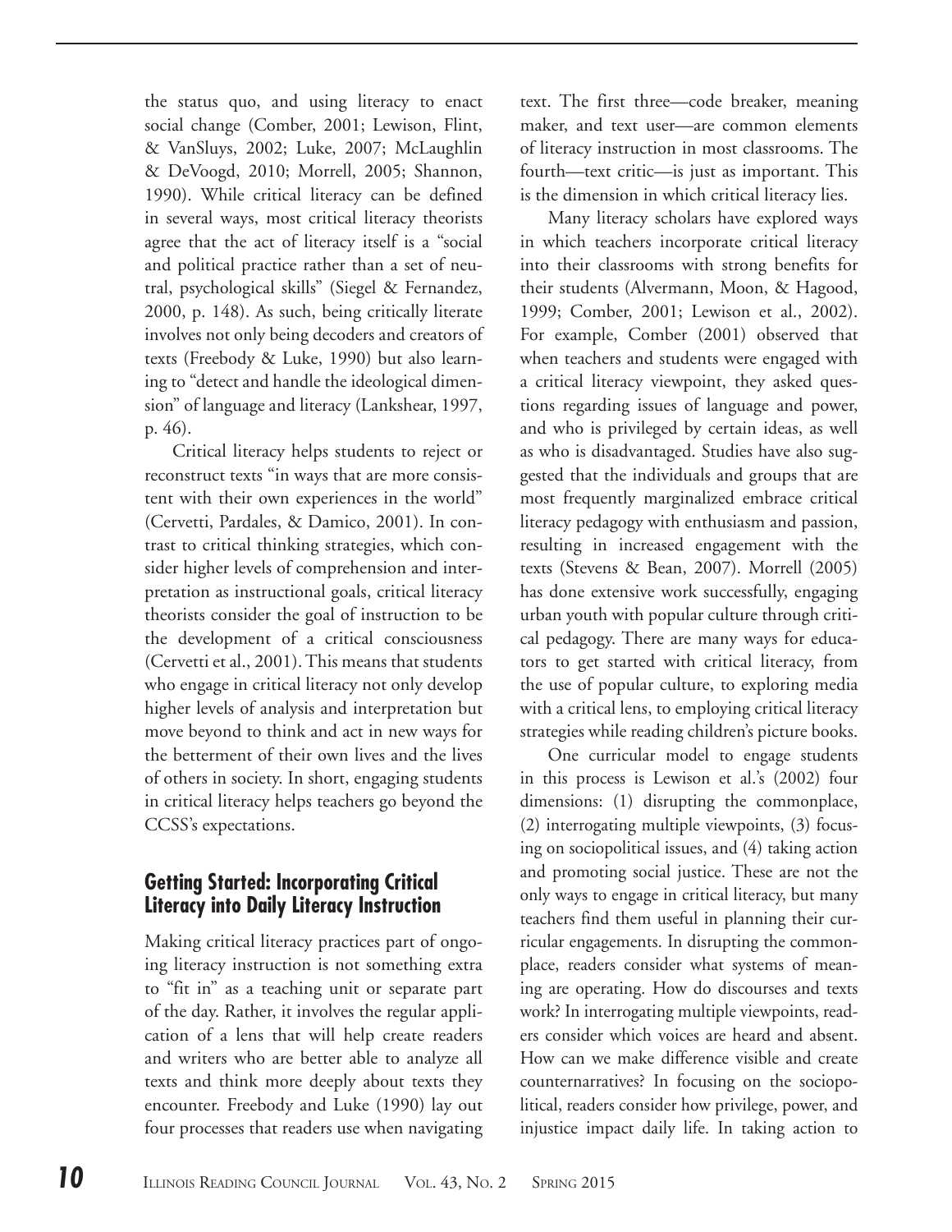the status quo, and using literacy to enact social change (Comber, 2001; Lewison, Flint, & VanSluys, 2002; Luke, 2007; McLaughlin & DeVoogd, 2010; Morrell, 2005; Shannon, 1990). While critical literacy can be defined in several ways, most critical literacy theorists agree that the act of literacy itself is a "social and political practice rather than a set of neutral, psychological skills" (Siegel & Fernandez, 2000, p. 148). As such, being critically literate involves not only being decoders and creators of texts (Freebody & Luke, 1990) but also learning to "detect and handle the ideological dimension" of language and literacy (Lankshear, 1997, p. 46).

Critical literacy helps students to reject or reconstruct texts "in ways that are more consistent with their own experiences in the world" (Cervetti, Pardales, & Damico, 2001). In contrast to critical thinking strategies, which consider higher levels of comprehension and interpretation as instructional goals, critical literacy theorists consider the goal of instruction to be the development of a critical consciousness (Cervetti et al., 2001). This means that students who engage in critical literacy not only develop higher levels of analysis and interpretation but move beyond to think and act in new ways for the betterment of their own lives and the lives of others in society. In short, engaging students in critical literacy helps teachers go beyond the CCSS's expectations.

## Getting Started: Incorporating Critical Literacy into Daily Literacy Instruction

Making critical literacy practices part of ongoing literacy instruction is not something extra to "fit in" as a teaching unit or separate part of the day. Rather, it involves the regular application of a lens that will help create readers and writers who are better able to analyze all texts and think more deeply about texts they encounter. Freebody and Luke (1990) lay out four processes that readers use when navigating text. The first three—code breaker, meaning maker, and text user—are common elements of literacy instruction in most classrooms. The fourth—text critic—is just as important. This is the dimension in which critical literacy lies.

Many literacy scholars have explored ways in which teachers incorporate critical literacy into their classrooms with strong benefits for their students (Alvermann, Moon, & Hagood, 1999; Comber, 2001; Lewison et al., 2002). For example, Comber (2001) observed that when teachers and students were engaged with a critical literacy viewpoint, they asked questions regarding issues of language and power, and who is privileged by certain ideas, as well as who is disadvantaged. Studies have also suggested that the individuals and groups that are most frequently marginalized embrace critical literacy pedagogy with enthusiasm and passion, resulting in increased engagement with the texts (Stevens & Bean, 2007). Morrell (2005) has done extensive work successfully, engaging urban youth with popular culture through critical pedagogy. There are many ways for educators to get started with critical literacy, from the use of popular culture, to exploring media with a critical lens, to employing critical literacy strategies while reading children's picture books.

One curricular model to engage students in this process is Lewison et al.'s (2002) four dimensions: (1) disrupting the commonplace, (2) interrogating multiple viewpoints, (3) focusing on sociopolitical issues, and (4) taking action and promoting social justice. These are not the only ways to engage in critical literacy, but many teachers find them useful in planning their curricular engagements. In disrupting the commonplace, readers consider what systems of meaning are operating. How do discourses and texts work? In interrogating multiple viewpoints, readers consider which voices are heard and absent. How can we make difference visible and create counternarratives? In focusing on the sociopolitical, readers consider how privilege, power, and injustice impact daily life. In taking action to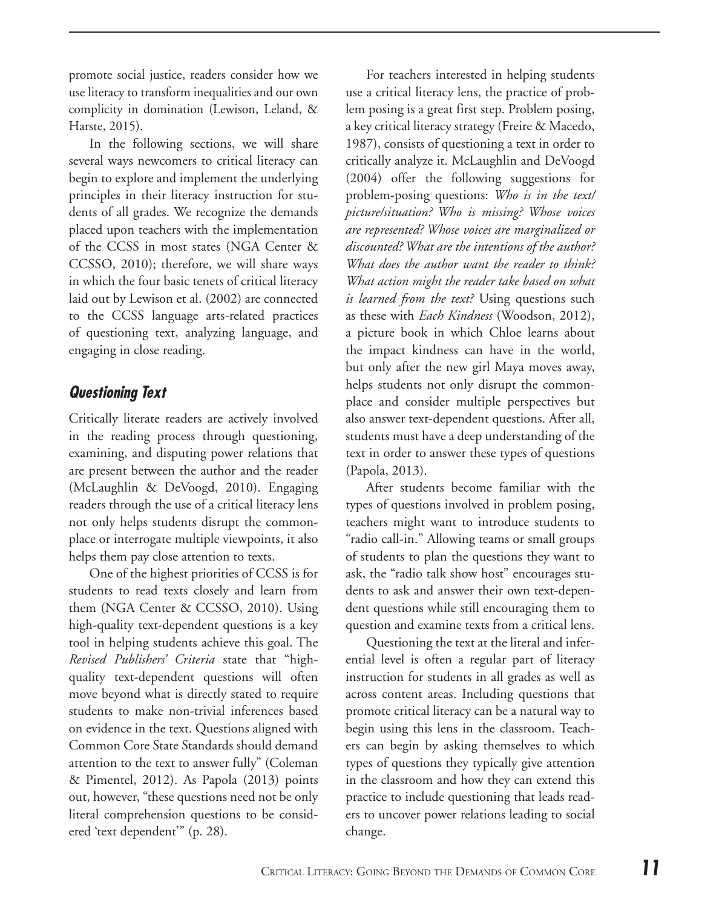promote social justice, readers consider how we use literacy to transform inequalities and our own complicity in domination (Lewison, Leland, & Harste, 2015).

In the following sections, we will share several ways newcomers to critical literacy can begin to explore and implement the underlying principles in their literacy instruction for students of all grades. We recognize the demands placed upon teachers with the implementation of the CCSS in most states (NGA Center & CCSSO, 2010); therefore, we will share ways in which the four basic tenets of critical literacy laid out by Lewison et al. (2002) are connected to the CCSS language arts-related practices of questioning text, analyzing language, and engaging in close reading.

## *Questioning Text*

Critically literate readers are actively involved in the reading process through questioning, examining, and disputing power relations that are present between the author and the reader (McLaughlin & DeVoogd, 2010). Engaging readers through the use of a critical literacy lens not only helps students disrupt the commonplace or interrogate multiple viewpoints, it also helps them pay close attention to texts.

One of the highest priorities of CCSS is for students to read texts closely and learn from them (NGA Center & CCSSO, 2010). Using high-quality text-dependent questions is a key tool in helping students achieve this goal. The *Revised Publishers' Criteria* state that "high-quality text-dependent questions will often move beyond what is directly stated to require students to make non-trivial inferences based on evidence in the text. Questions aligned with Common Core State Standards should demand attention to the text to answer fully" (Coleman & Pimentel, 2012). As Papola (2013) points out, however, "these questions need not be only literal comprehension questions to be considered 'text dependent'" (p. 28).

For teachers interested in helping students use a critical literacy lens, the practice of problem posing is a great first step. Problem posing, a key critical literacy strategy (Freire & Macedo, 1987), consists of questioning a text in order to critically analyze it. McLaughlin and DeVoogd (2004) offer the following suggestions for problem-posing questions: *Who is in the text/picture/situation? Who is missing? Whose voices are represented? Whose voices are marginalized or discounted? What are the intentions of the author? What does the author want the reader to think? What action might the reader take based on what is learned from the text?* Using questions such as these with *Each Kindness* (Woodson, 2012), a picture book in which Chloe learns about the impact kindness can have in the world, but only after the new girl Maya moves away, helps students not only disrupt the commonplace and consider multiple perspectives but also answer text-dependent questions. After all, students must have a deep understanding of the text in order to answer these types of questions (Papola, 2013).

After students become familiar with the types of questions involved in problem posing, teachers might want to introduce students to "radio call-in." Allowing teams or small groups of students to plan the questions they want to ask, the "radio talk show host" encourages students to ask and answer their own text-dependent questions while still encouraging them to question and examine texts from a critical lens.

Questioning the text at the literal and inferential level is often a regular part of literacy instruction for students in all grades as well as across content areas. Including questions that promote critical literacy can be a natural way to begin using this lens in the classroom. Teachers can begin by asking themselves to which types of questions they typically give attention in the classroom and how they can extend this practice to include questioning that leads readers to uncover power relations leading to social change.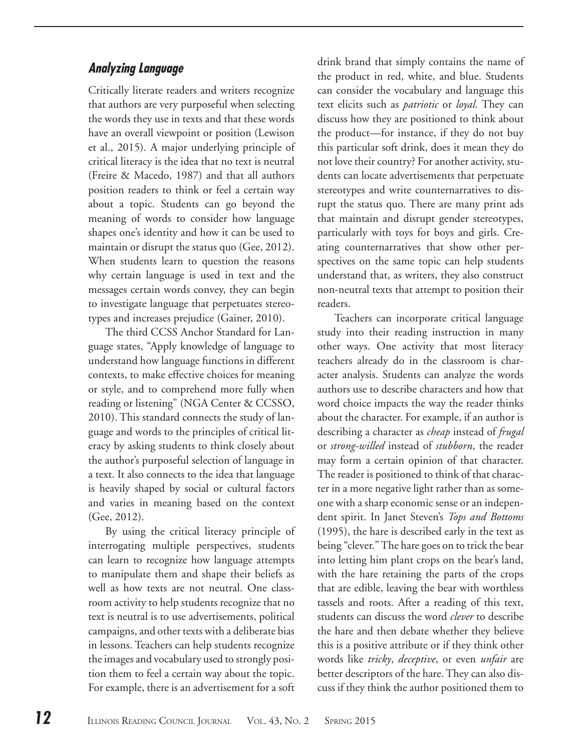### *Analyzing Language*

Critically literate readers and writers recognize that authors are very purposeful when selecting the words they use in texts and that these words have an overall viewpoint or position (Lewison et al., 2015). A major underlying principle of critical literacy is the idea that no text is neutral (Freire & Macedo, 1987) and that all authors position readers to think or feel a certain way about a topic. Students can go beyond the meaning of words to consider how language shapes one's identity and how it can be used to maintain or disrupt the status quo (Gee, 2012). When students learn to question the reasons why certain language is used in text and the messages certain words convey, they can begin to investigate language that perpetuates stereotypes and increases prejudice (Gainer, 2010).

The third CCSS Anchor Standard for Language states, "Apply knowledge of language to understand how language functions in different contexts, to make effective choices for meaning or style, and to comprehend more fully when reading or listening" (NGA Center & CCSSO, 2010). This standard connects the study of language and words to the principles of critical literacy by asking students to think closely about the author's purposeful selection of language in a text. It also connects to the idea that language is heavily shaped by social or cultural factors and varies in meaning based on the context (Gee, 2012).

By using the critical literacy principle of interrogating multiple perspectives, students can learn to recognize how language attempts to manipulate them and shape their beliefs as well as how texts are not neutral. One classroom activity to help students recognize that no text is neutral is to use advertisements, political campaigns, and other texts with a deliberate bias in lessons. Teachers can help students recognize the images and vocabulary used to strongly position them to feel a certain way about the topic. For example, there is an advertisement for a soft drink brand that simply contains the name of the product in red, white, and blue. Students can consider the vocabulary and language this text elicits such as *patriotic* or *loyal*. They can discuss how they are positioned to think about the product—for instance, if they do not buy this particular soft drink, does it mean they do not love their country? For another activity, students can locate advertisements that perpetuate stereotypes and write counternarratives to disrupt the status quo. There are many print ads that maintain and disrupt gender stereotypes, particularly with toys for boys and girls. Creating counternarratives that show other perspectives on the same topic can help students understand that, as writers, they also construct non-neutral texts that attempt to position their readers.

Teachers can incorporate critical language study into their reading instruction in many other ways. One activity that most literacy teachers already do in the classroom is character analysis. Students can analyze the words authors use to describe characters and how that word choice impacts the way the reader thinks about the character. For example, if an author is describing a character as *cheap* instead of *frugal* or *strong-willed* instead of *stubborn*, the reader may form a certain opinion of that character. The reader is positioned to think of that character in a more negative light rather than as someone with a sharp economic sense or an independent spirit. In Janet Steven's *Tops and Bottoms* (1995), the hare is described early in the text as being "clever." The hare goes on to trick the bear into letting him plant crops on the bear's land, with the hare retaining the parts of the crops that are edible, leaving the bear with worthless tassels and roots. After a reading of this text, students can discuss the word *clever* to describe the hare and then debate whether they believe this is a positive attribute or if they think other words like *tricky*, *deceptive*, or even *unfair* are better descriptors of the hare. They can also discuss if they think the author positioned them to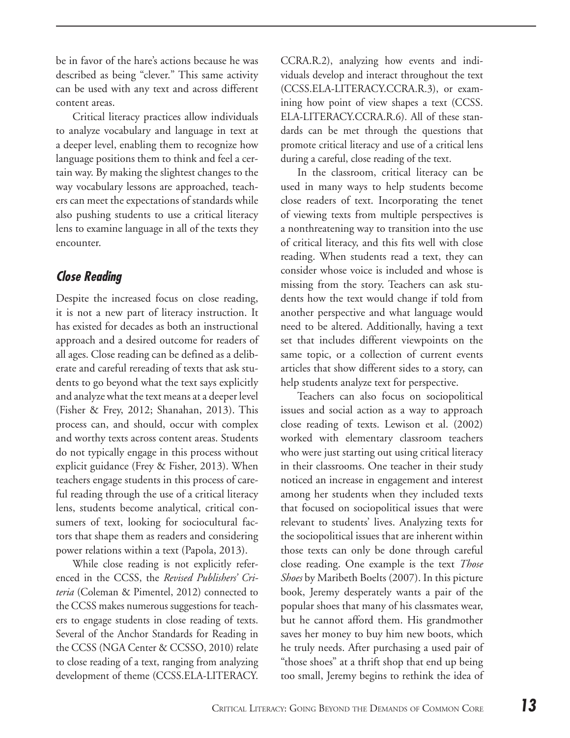be in favor of the hare's actions because he was described as being "clever." This same activity can be used with any text and across different content areas.

Critical literacy practices allow individuals to analyze vocabulary and language in text at a deeper level, enabling them to recognize how language positions them to think and feel a certain way. By making the slightest changes to the way vocabulary lessons are approached, teachers can meet the expectations of standards while also pushing students to use a critical literacy lens to examine language in all of the texts they encounter.

## *Close Reading*

Despite the increased focus on close reading, it is not a new part of literacy instruction. It has existed for decades as both an instructional approach and a desired outcome for readers of all ages. Close reading can be defined as a deliberate and careful rereading of texts that ask students to go beyond what the text says explicitly and analyze what the text means at a deeper level (Fisher & Frey, 2012; Shanahan, 2013). This process can, and should, occur with complex and worthy texts across content areas. Students do not typically engage in this process without explicit guidance (Frey & Fisher, 2013). When teachers engage students in this process of careful reading through the use of a critical literacy lens, students become analytical, critical consumers of text, looking for sociocultural factors that shape them as readers and considering power relations within a text (Papola, 2013).

While close reading is not explicitly referenced in the CCSS, the *Revised Publishers' Criteria* (Coleman & Pimentel, 2012) connected to the CCSS makes numerous suggestions for teachers to engage students in close reading of texts. Several of the Anchor Standards for Reading in the CCSS (NGA Center & CCSSO, 2010) relate to close reading of a text, ranging from analyzing development of theme (CCSS.ELA-LITERACY.CCRA.R.2), analyzing how events and individuals develop and interact throughout the text (CCSS.ELA-LITERACY.CCRA.R.3), or examining how point of view shapes a text (CCSS.ELA-LITERACY.CCRA.R.6). All of these standards can be met through the questions that promote critical literacy and use of a critical lens during a careful, close reading of the text.

In the classroom, critical literacy can be used in many ways to help students become close readers of text. Incorporating the tenet of viewing texts from multiple perspectives is a nonthreatening way to transition into the use of critical literacy, and this fits well with close reading. When students read a text, they can consider whose voice is included and whose is missing from the story. Teachers can ask students how the text would change if told from another perspective and what language would need to be altered. Additionally, having a text set that includes different viewpoints on the same topic, or a collection of current events articles that show different sides to a story, can help students analyze text for perspective.

Teachers can also focus on sociopolitical issues and social action as a way to approach close reading of texts. Lewison et al. (2002) worked with elementary classroom teachers who were just starting out using critical literacy in their classrooms. One teacher in their study noticed an increase in engagement and interest among her students when they included texts that focused on sociopolitical issues that were relevant to students' lives. Analyzing texts for the sociopolitical issues that are inherent within those texts can only be done through careful close reading. One example is the text *Those Shoes* by Maribeth Boelts (2007). In this picture book, Jeremy desperately wants a pair of the popular shoes that many of his classmates wear, but he cannot afford them. His grandmother saves her money to buy him new boots, which he truly needs. After purchasing a used pair of "those shoes" at a thrift shop that end up being too small, Jeremy begins to rethink the idea of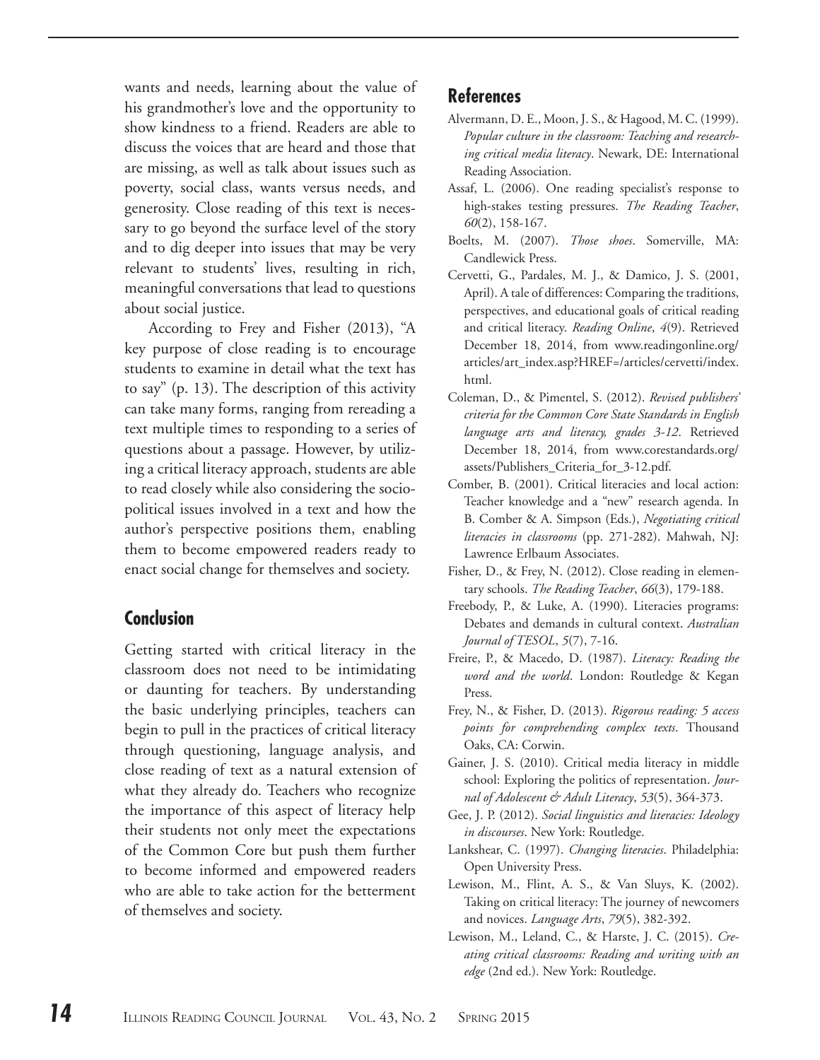wants and needs, learning about the value of his grandmother's love and the opportunity to show kindness to a friend. Readers are able to discuss the voices that are heard and those that are missing, as well as talk about issues such as poverty, social class, wants versus needs, and generosity. Close reading of this text is necessary to go beyond the surface level of the story and to dig deeper into issues that may be very relevant to students' lives, resulting in rich, meaningful conversations that lead to questions about social justice.

According to Frey and Fisher (2013), "A key purpose of close reading is to encourage students to examine in detail what the text has to say" (p. 13). The description of this activity can take many forms, ranging from rereading a text multiple times to responding to a series of questions about a passage. However, by utilizing a critical literacy approach, students are able to read closely while also considering the sociopolitical issues involved in a text and how the author's perspective positions them, enabling them to become empowered readers ready to enact social change for themselves and society.

## Conclusion

Getting started with critical literacy in the classroom does not need to be intimidating or daunting for teachers. By understanding the basic underlying principles, teachers can begin to pull in the practices of critical literacy through questioning, language analysis, and close reading of text as a natural extension of what they already do. Teachers who recognize the importance of this aspect of literacy help their students not only meet the expectations of the Common Core but push them further to become informed and empowered readers who are able to take action for the betterment of themselves and society.

## References

Alvermann, D. E., Moon, J. S., & Hagood, M. C. (1999). *Popular culture in the classroom: Teaching and researching critical media literacy*. Newark, DE: International Reading Association.

Assaf, L. (2006). One reading specialist's response to high-stakes testing pressures. *The Reading Teacher*, *60*(2), 158-167.

Boelts, M. (2007). *Those shoes*. Somerville, MA: Candlewick Press.

Cervetti, G., Pardales, M. J., & Damico, J. S. (2001, April). A tale of differences: Comparing the traditions, perspectives, and educational goals of critical reading and critical literacy. *Reading Online*, *4*(9). Retrieved December 18, 2014, from www.readingonline.org/articles/art_index.asp?HREF=/articles/cervetti/index.html.

Coleman, D., & Pimentel, S. (2012). *Revised publishers' criteria for the Common Core State Standards in English language arts and literacy, grades 3-12*. Retrieved December 18, 2014, from www.corestandards.org/assets/Publishers_Criteria_for_3-12.pdf.

Comber, B. (2001). Critical literacies and local action: Teacher knowledge and a "new" research agenda. In B. Comber & A. Simpson (Eds.), *Negotiating critical literacies in classrooms* (pp. 271-282). Mahwah, NJ: Lawrence Erlbaum Associates.

Fisher, D., & Frey, N. (2012). Close reading in elementary schools. *The Reading Teacher*, *66*(3), 179-188.

Freebody, P., & Luke, A. (1990). Literacies programs: Debates and demands in cultural context. *Australian Journal of TESOL*, *5*(7), 7-16.

Freire, P., & Macedo, D. (1987). *Literacy: Reading the word and the world*. London: Routledge & Kegan Press.

Frey, N., & Fisher, D. (2013). *Rigorous reading: 5 access points for comprehending complex texts*. Thousand Oaks, CA: Corwin.

Gainer, J. S. (2010). Critical media literacy in middle school: Exploring the politics of representation. *Journal of Adolescent & Adult Literacy*, *53*(5), 364-373.

Gee, J. P. (2012). *Social linguistics and literacies: Ideology in discourses*. New York: Routledge.

Lankshear, C. (1997). *Changing literacies*. Philadelphia: Open University Press.

Lewison, M., Flint, A. S., & Van Sluys, K. (2002). Taking on critical literacy: The journey of newcomers and novices. *Language Arts*, *79*(5), 382-392.

Lewison, M., Leland, C., & Harste, J. C. (2015). *Creating critical classrooms: Reading and writing with an edge* (2nd ed.). New York: Routledge.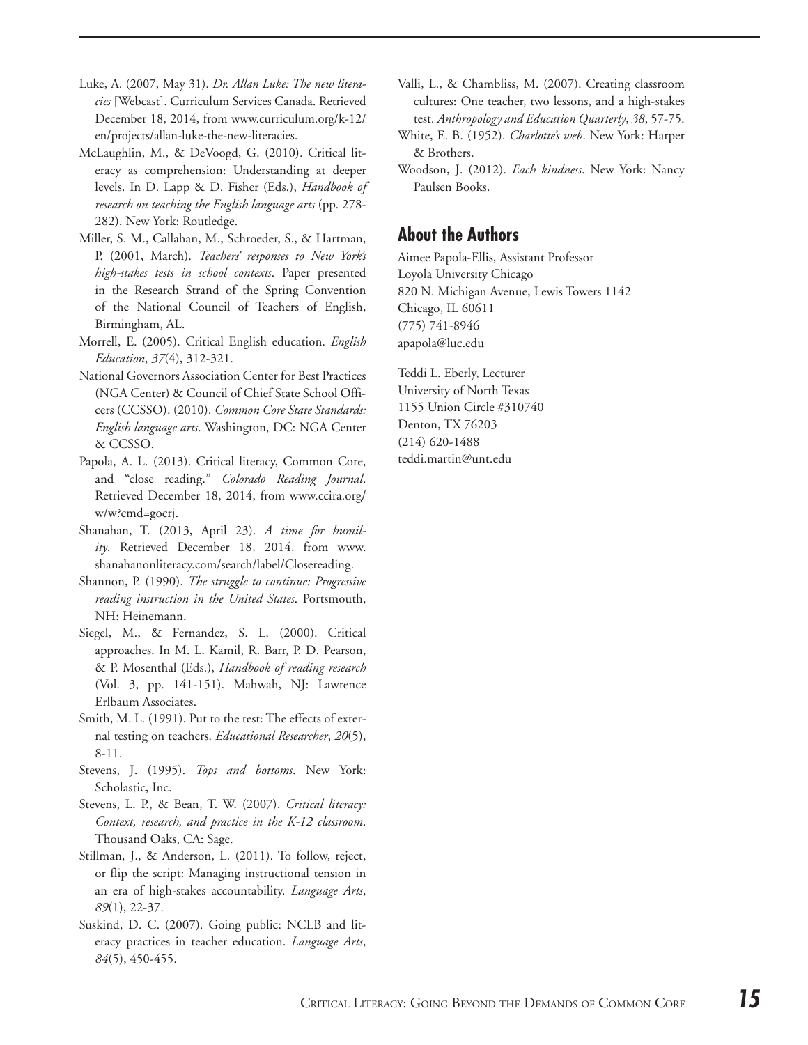Luke, A. (2007, May 31). *Dr. Allan Luke: The new literacies* [Webcast]. Curriculum Services Canada. Retrieved December 18, 2014, from www.curriculum.org/k-12/en/projects/allan-luke-the-new-literacies.

McLaughlin, M., & DeVoogd, G. (2010). Critical literacy as comprehension: Understanding at deeper levels. In D. Lapp & D. Fisher (Eds.), *Handbook of research on teaching the English language arts* (pp. 278-282). New York: Routledge.

Miller, S. M., Callahan, M., Schroeder, S., & Hartman, P. (2001, March). *Teachers' responses to New York's high-stakes tests in school contexts*. Paper presented in the Research Strand of the Spring Convention of the National Council of Teachers of English, Birmingham, AL.

Morrell, E. (2005). Critical English education. *English Education*, *37*(4), 312-321.

National Governors Association Center for Best Practices (NGA Center) & Council of Chief State School Officers (CCSSO). (2010). *Common Core State Standards: English language arts*. Washington, DC: NGA Center & CCSSO.

Papola, A. L. (2013). Critical literacy, Common Core, and "close reading." *Colorado Reading Journal*. Retrieved December 18, 2014, from www.ccira.org/w/w?cmd=gocrj.

Shanahan, T. (2013, April 23). *A time for humility*. Retrieved December 18, 2014, from www.shanahanonliteracy.com/search/label/Closereading.

Shannon, P. (1990). *The struggle to continue: Progressive reading instruction in the United States*. Portsmouth, NH: Heinemann.

Siegel, M., & Fernandez, S. L. (2000). Critical approaches. In M. L. Kamil, R. Barr, P. D. Pearson, & P. Mosenthal (Eds.), *Handbook of reading research* (Vol. 3, pp. 141-151). Mahwah, NJ: Lawrence Erlbaum Associates.

Smith, M. L. (1991). Put to the test: The effects of external testing on teachers. *Educational Researcher*, *20*(5), 8-11.

Stevens, J. (1995). *Tops and bottoms*. New York: Scholastic, Inc.

Stevens, L. P., & Bean, T. W. (2007). *Critical literacy: Context, research, and practice in the K-12 classroom*. Thousand Oaks, CA: Sage.

Stillman, J., & Anderson, L. (2011). To follow, reject, or flip the script: Managing instructional tension in an era of high-stakes accountability. *Language Arts*, *89*(1), 22-37.

Suskind, D. C. (2007). Going public: NCLB and literacy practices in teacher education. *Language Arts*, *84*(5), 450-455.

Valli, L., & Chambliss, M. (2007). Creating classroom cultures: One teacher, two lessons, and a high-stakes test. *Anthropology and Education Quarterly*, *38*, 57-75.

White, E. B. (1952). *Charlotte's web*. New York: Harper & Brothers.

Woodson, J. (2012). *Each kindness*. New York: Nancy Paulsen Books.

## About the Authors

Aimee Papola-Ellis, Assistant Professor
Loyola University Chicago
820 N. Michigan Avenue, Lewis Towers 1142
Chicago, IL 60611
(775) 741-8946
apapola@luc.edu

Teddi L. Eberly, Lecturer
University of North Texas
1155 Union Circle #310740
Denton, TX 76203
(214) 620-1488
teddi.martin@unt.edu